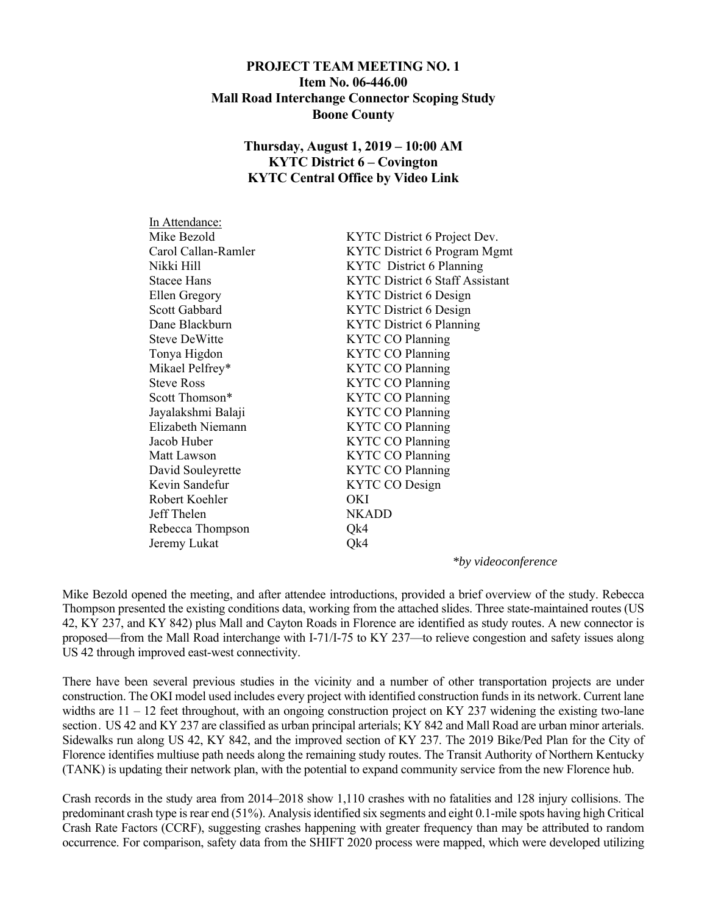**PROJECT TEAM MEETING NO. 1**
**Item No. 06-446.00**
**Mall Road Interchange Connector Scoping Study**
**Boone County**

**Thursday, August 1, 2019 – 10:00 AM**
**KYTC District 6 – Covington**
**KYTC Central Office by Video Link**

In Attendance:

| | |
|---|---|
| Mike Bezold | KYTC District 6 Project Dev. |
| Carol Callan-Ramler | KYTC District 6 Program Mgmt |
| Nikki Hill | KYTC District 6 Planning |
| Stacee Hans | KYTC District 6 Staff Assistant |
| Ellen Gregory | KYTC District 6 Design |
| Scott Gabbard | KYTC District 6 Design |
| Dane Blackburn | KYTC District 6 Planning |
| Steve DeWitte | KYTC CO Planning |
| Tonya Higdon | KYTC CO Planning |
| Mikael Pelfrey* | KYTC CO Planning |
| Steve Ross | KYTC CO Planning |
| Scott Thomson* | KYTC CO Planning |
| Jayalakshmi Balaji | KYTC CO Planning |
| Elizabeth Niemann | KYTC CO Planning |
| Jacob Huber | KYTC CO Planning |
| Matt Lawson | KYTC CO Planning |
| David Souleyrette | KYTC CO Planning |
| Kevin Sandefur | KYTC CO Design |
| Robert Koehler | OKI |
| Jeff Thelen | NKADD |
| Rebecca Thompson | Qk4 |
| Jeremy Lukat | Qk4 |

*\*by videoconference*

Mike Bezold opened the meeting, and after attendee introductions, provided a brief overview of the study. Rebecca Thompson presented the existing conditions data, working from the attached slides. Three state-maintained routes (US 42, KY 237, and KY 842) plus Mall and Cayton Roads in Florence are identified as study routes. A new connector is proposed—from the Mall Road interchange with I-71/I-75 to KY 237—to relieve congestion and safety issues along US 42 through improved east-west connectivity.

There have been several previous studies in the vicinity and a number of other transportation projects are under construction. The OKI model used includes every project with identified construction funds in its network. Current lane widths are 11 – 12 feet throughout, with an ongoing construction project on KY 237 widening the existing two-lane section. US 42 and KY 237 are classified as urban principal arterials; KY 842 and Mall Road are urban minor arterials. Sidewalks run along US 42, KY 842, and the improved section of KY 237. The 2019 Bike/Ped Plan for the City of Florence identifies multiuse path needs along the remaining study routes. The Transit Authority of Northern Kentucky (TANK) is updating their network plan, with the potential to expand community service from the new Florence hub.

Crash records in the study area from 2014–2018 show 1,110 crashes with no fatalities and 128 injury collisions. The predominant crash type is rear end (51%). Analysis identified six segments and eight 0.1-mile spots having high Critical Crash Rate Factors (CCRF), suggesting crashes happening with greater frequency than may be attributed to random occurrence. For comparison, safety data from the SHIFT 2020 process were mapped, which were developed utilizing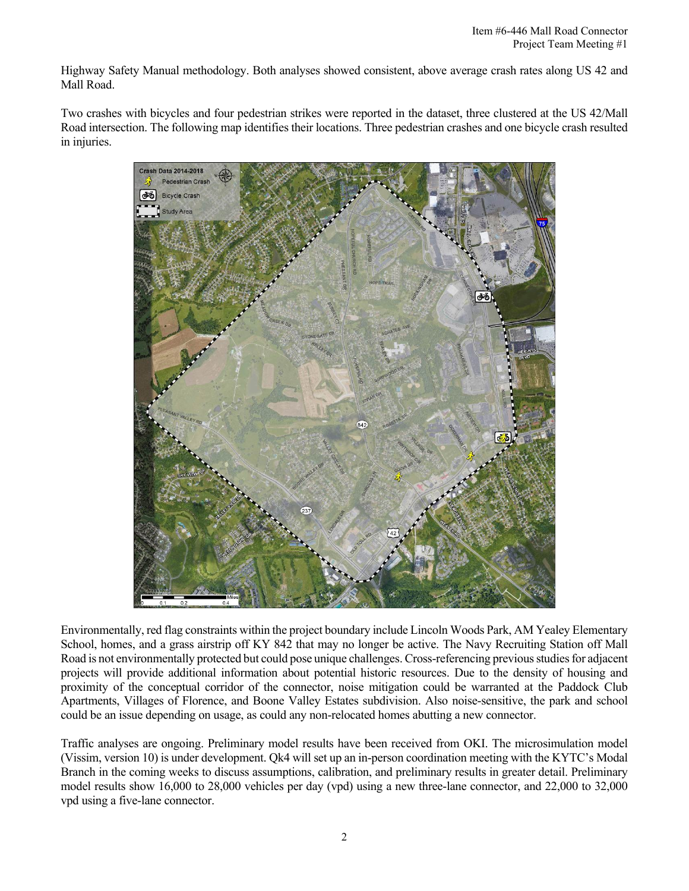Highway Safety Manual methodology. Both analyses showed consistent, above average crash rates along US 42 and Mall Road.

Two crashes with bicycles and four pedestrian strikes were reported in the dataset, three clustered at the US 42/Mall Road intersection. The following map identifies their locations. Three pedestrian crashes and one bicycle crash resulted in injuries.

Environmentally, red flag constraints within the project boundary include Lincoln Woods Park, AM Yealey Elementary School, homes, and a grass airstrip off KY 842 that may no longer be active. The Navy Recruiting Station off Mall Road is not environmentally protected but could pose unique challenges. Cross-referencing previous studies for adjacent projects will provide additional information about potential historic resources. Due to the density of housing and proximity of the conceptual corridor of the connector, noise mitigation could be warranted at the Paddock Club Apartments, Villages of Florence, and Boone Valley Estates subdivision. Also noise-sensitive, the park and school could be an issue depending on usage, as could any non-relocated homes abutting a new connector.

Traffic analyses are ongoing. Preliminary model results have been received from OKI. The microsimulation model (Vissim, version 10) is under development. Qk4 will set up an in-person coordination meeting with the KYTC's Modal Branch in the coming weeks to discuss assumptions, calibration, and preliminary results in greater detail. Preliminary model results show 16,000 to 28,000 vehicles per day (vpd) using a new three-lane connector, and 22,000 to 32,000 vpd using a five-lane connector.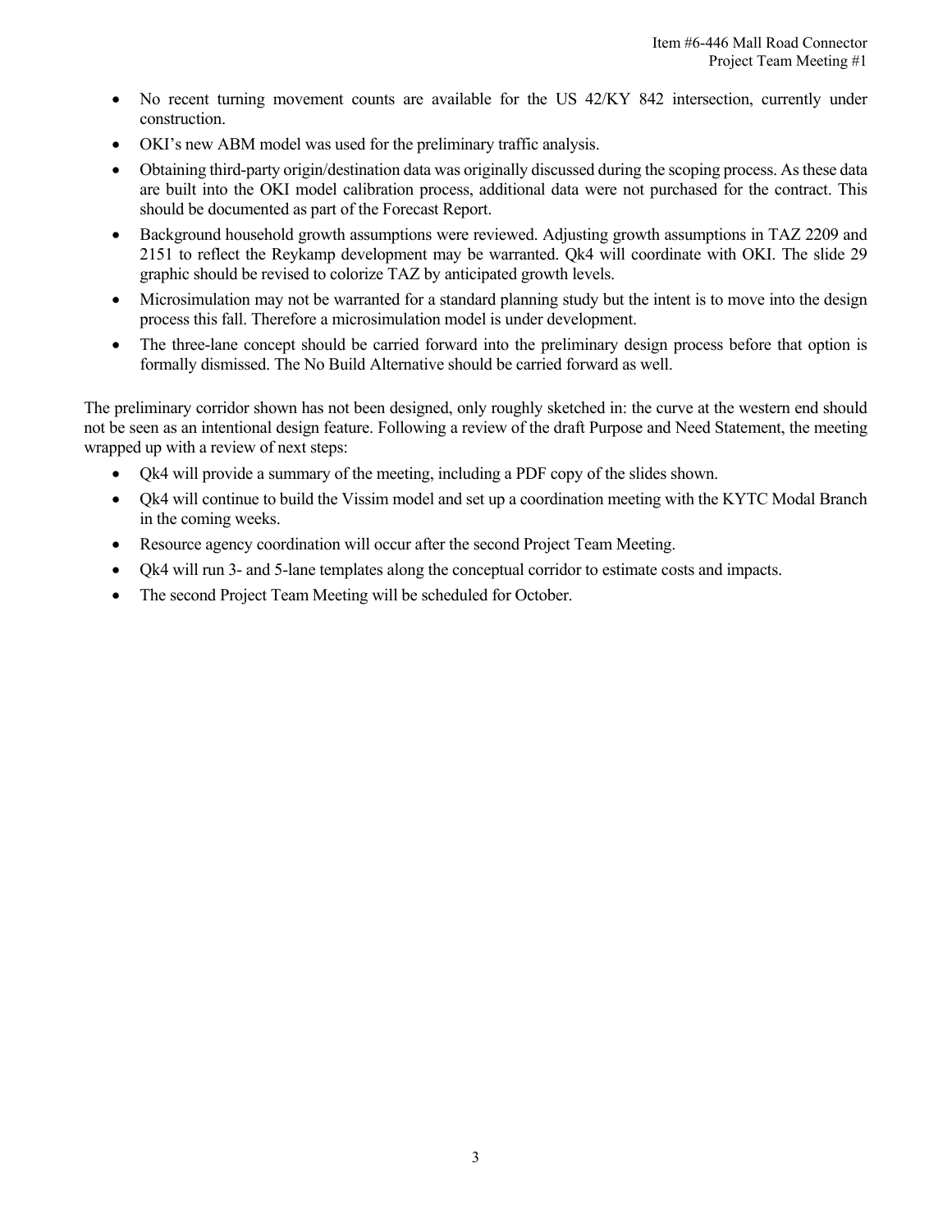- No recent turning movement counts are available for the US 42/KY 842 intersection, currently under construction.
- OKI's new ABM model was used for the preliminary traffic analysis.
- Obtaining third-party origin/destination data was originally discussed during the scoping process. As these data are built into the OKI model calibration process, additional data were not purchased for the contract. This should be documented as part of the Forecast Report.
- Background household growth assumptions were reviewed. Adjusting growth assumptions in TAZ 2209 and 2151 to reflect the Reykamp development may be warranted. Qk4 will coordinate with OKI. The slide 29 graphic should be revised to colorize TAZ by anticipated growth levels.
- Microsimulation may not be warranted for a standard planning study but the intent is to move into the design process this fall. Therefore a microsimulation model is under development.
- The three-lane concept should be carried forward into the preliminary design process before that option is formally dismissed. The No Build Alternative should be carried forward as well.

The preliminary corridor shown has not been designed, only roughly sketched in: the curve at the western end should not be seen as an intentional design feature. Following a review of the draft Purpose and Need Statement, the meeting wrapped up with a review of next steps:

- Qk4 will provide a summary of the meeting, including a PDF copy of the slides shown.
- Qk4 will continue to build the Vissim model and set up a coordination meeting with the KYTC Modal Branch in the coming weeks.
- Resource agency coordination will occur after the second Project Team Meeting.
- Qk4 will run 3- and 5-lane templates along the conceptual corridor to estimate costs and impacts.
- The second Project Team Meeting will be scheduled for October.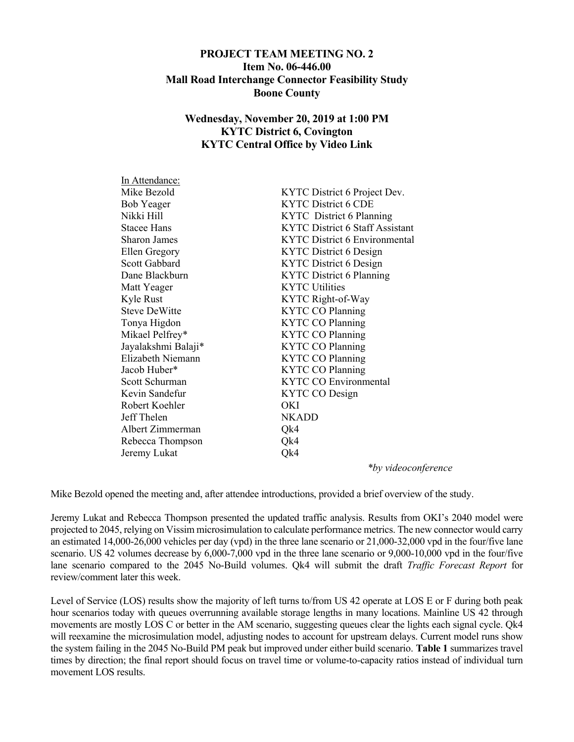**PROJECT TEAM MEETING NO. 2**
**Item No. 06-446.00**
**Mall Road Interchange Connector Feasibility Study**
**Boone County**

**Wednesday, November 20, 2019 at 1:00 PM**
**KYTC District 6, Covington**
**KYTC Central Office by Video Link**

In Attendance:

| | |
|---|---|
| Mike Bezold | KYTC District 6 Project Dev. |
| Bob Yeager | KYTC District 6 CDE |
| Nikki Hill | KYTC District 6 Planning |
| Stacee Hans | KYTC District 6 Staff Assistant |
| Sharon James | KYTC District 6 Environmental |
| Ellen Gregory | KYTC District 6 Design |
| Scott Gabbard | KYTC District 6 Design |
| Dane Blackburn | KYTC District 6 Planning |
| Matt Yeager | KYTC Utilities |
| Kyle Rust | KYTC Right-of-Way |
| Steve DeWitte | KYTC CO Planning |
| Tonya Higdon | KYTC CO Planning |
| Mikael Pelfrey* | KYTC CO Planning |
| Jayalakshmi Balaji* | KYTC CO Planning |
| Elizabeth Niemann | KYTC CO Planning |
| Jacob Huber* | KYTC CO Planning |
| Scott Schurman | KYTC CO Environmental |
| Kevin Sandefur | KYTC CO Design |
| Robert Koehler | OKI |
| Jeff Thelen | NKADD |
| Albert Zimmerman | Qk4 |
| Rebecca Thompson | Qk4 |
| Jeremy Lukat | Qk4 |

*\*by videoconference*

Mike Bezold opened the meeting and, after attendee introductions, provided a brief overview of the study.

Jeremy Lukat and Rebecca Thompson presented the updated traffic analysis. Results from OKI's 2040 model were projected to 2045, relying on Vissim microsimulation to calculate performance metrics. The new connector would carry an estimated 14,000-26,000 vehicles per day (vpd) in the three lane scenario or 21,000-32,000 vpd in the four/five lane scenario. US 42 volumes decrease by 6,000-7,000 vpd in the three lane scenario or 9,000-10,000 vpd in the four/five lane scenario compared to the 2045 No-Build volumes. Qk4 will submit the draft *Traffic Forecast Report* for review/comment later this week.

Level of Service (LOS) results show the majority of left turns to/from US 42 operate at LOS E or F during both peak hour scenarios today with queues overrunning available storage lengths in many locations. Mainline US 42 through movements are mostly LOS C or better in the AM scenario, suggesting queues clear the lights each signal cycle. Qk4 will reexamine the microsimulation model, adjusting nodes to account for upstream delays. Current model runs show the system failing in the 2045 No-Build PM peak but improved under either build scenario. **Table 1** summarizes travel times by direction; the final report should focus on travel time or volume-to-capacity ratios instead of individual turn movement LOS results.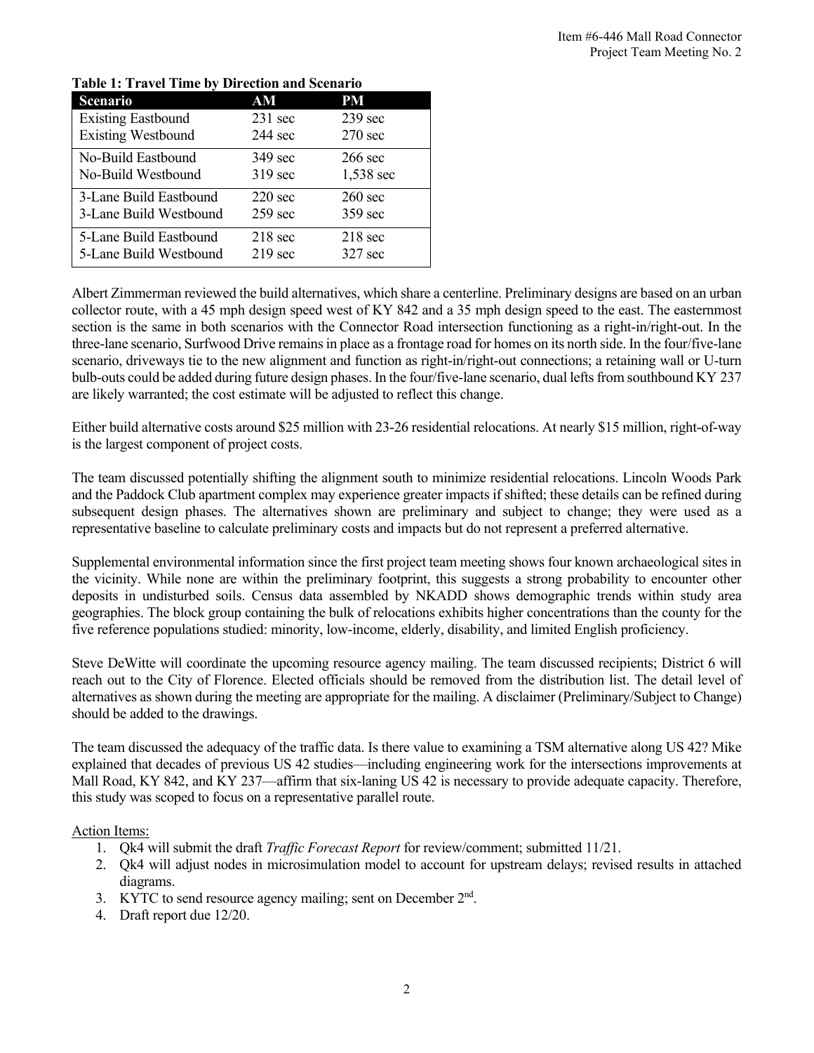**Table 1: Travel Time by Direction and Scenario**

| Scenario | AM | PM |
|---|---|---|
| Existing Eastbound | 231 sec | 239 sec |
| Existing Westbound | 244 sec | 270 sec |
| No-Build Eastbound | 349 sec | 266 sec |
| No-Build Westbound | 319 sec | 1,538 sec |
| 3-Lane Build Eastbound | 220 sec | 260 sec |
| 3-Lane Build Westbound | 259 sec | 359 sec |
| 5-Lane Build Eastbound | 218 sec | 218 sec |
| 5-Lane Build Westbound | 219 sec | 327 sec |

Albert Zimmerman reviewed the build alternatives, which share a centerline. Preliminary designs are based on an urban collector route, with a 45 mph design speed west of KY 842 and a 35 mph design speed to the east. The easternmost section is the same in both scenarios with the Connector Road intersection functioning as a right-in/right-out. In the three-lane scenario, Surfwood Drive remains in place as a frontage road for homes on its north side. In the four/five-lane scenario, driveways tie to the new alignment and function as right-in/right-out connections; a retaining wall or U-turn bulb-outs could be added during future design phases. In the four/five-lane scenario, dual lefts from southbound KY 237 are likely warranted; the cost estimate will be adjusted to reflect this change.

Either build alternative costs around $25 million with 23-26 residential relocations. At nearly $15 million, right-of-way is the largest component of project costs.

The team discussed potentially shifting the alignment south to minimize residential relocations. Lincoln Woods Park and the Paddock Club apartment complex may experience greater impacts if shifted; these details can be refined during subsequent design phases. The alternatives shown are preliminary and subject to change; they were used as a representative baseline to calculate preliminary costs and impacts but do not represent a preferred alternative.

Supplemental environmental information since the first project team meeting shows four known archaeological sites in the vicinity. While none are within the preliminary footprint, this suggests a strong probability to encounter other deposits in undisturbed soils. Census data assembled by NKADD shows demographic trends within study area geographies. The block group containing the bulk of relocations exhibits higher concentrations than the county for the five reference populations studied: minority, low-income, elderly, disability, and limited English proficiency.

Steve DeWitte will coordinate the upcoming resource agency mailing. The team discussed recipients; District 6 will reach out to the City of Florence. Elected officials should be removed from the distribution list. The detail level of alternatives as shown during the meeting are appropriate for the mailing. A disclaimer (Preliminary/Subject to Change) should be added to the drawings.

The team discussed the adequacy of the traffic data. Is there value to examining a TSM alternative along US 42? Mike explained that decades of previous US 42 studies—including engineering work for the intersections improvements at Mall Road, KY 842, and KY 237—affirm that six-laning US 42 is necessary to provide adequate capacity. Therefore, this study was scoped to focus on a representative parallel route.

Action Items:

1. Qk4 will submit the draft *Traffic Forecast Report* for review/comment; submitted 11/21.
2. Qk4 will adjust nodes in microsimulation model to account for upstream delays; revised results in attached diagrams.
3. KYTC to send resource agency mailing; sent on December 2nd.
4. Draft report due 12/20.